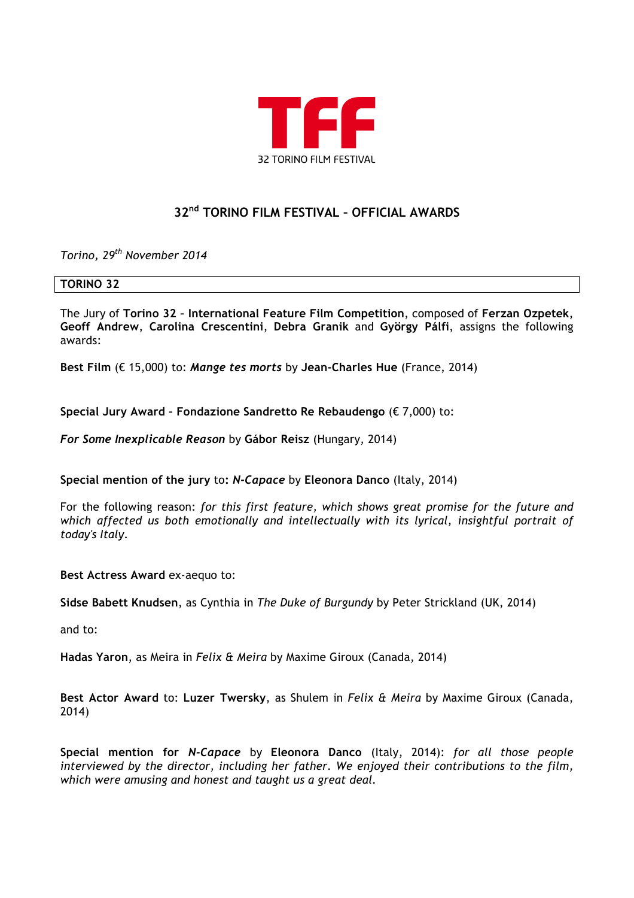TFF

32 TORINO FILM FESTIVAL

# 32nd TORINO FILM FESTIVAL – OFFICIAL AWARDS

*Torino, 29th November 2014*

## TORINO 32

The Jury of **Torino 32 – International Feature Film Competition**, composed of **Ferzan Ozpetek**, **Geoff Andrew**, **Carolina Crescentini**, **Debra Granik** and **György Pálfi**, assigns the following awards:

**Best Film** (€ 15,000) to: ***Mange tes morts*** by **Jean-Charles Hue** (France, 2014)

**Special Jury Award – Fondazione Sandretto Re Rebaudengo** (€ 7,000) to:

***For Some Inexplicable Reason*** by **Gábor Reisz** (Hungary, 2014)

**Special mention of the jury** to: ***N-Capace*** by **Eleonora Danco** (Italy, 2014)

For the following reason: *for this first feature, which shows great promise for the future and which affected us both emotionally and intellectually with its lyrical, insightful portrait of today's Italy.*

**Best Actress Award** ex-aequo to:

**Sidse Babett Knudsen**, as Cynthia in *The Duke of Burgundy* by Peter Strickland (UK, 2014)

and to:

**Hadas Yaron**, as Meira in *Felix & Meira* by Maxime Giroux (Canada, 2014)

**Best Actor Award** to: **Luzer Twersky**, as Shulem in *Felix & Meira* by Maxime Giroux (Canada, 2014)

**Special mention for *N-Capace*** by **Eleonora Danco** (Italy, 2014): *for all those people interviewed by the director, including her father. We enjoyed their contributions to the film, which were amusing and honest and taught us a great deal.*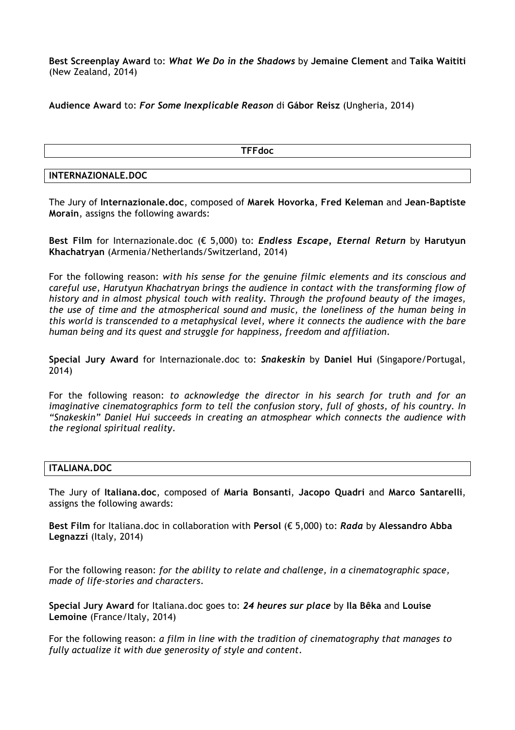**Best Screenplay Award** to: ***What We Do in the Shadows*** by **Jemaine Clement** and **Taika Waititi** (New Zealand, 2014)

**Audience Award** to: ***For Some Inexplicable Reason*** di **Gábor Reisz** (Ungheria, 2014)

## TFFdoc

### INTERNAZIONALE.DOC

The Jury of **Internazionale.doc**, composed of **Marek Hovorka**, **Fred Keleman** and **Jean-Baptiste Morain**, assigns the following awards:

**Best Film** for Internazionale.doc (€ 5,000) to: ***Endless Escape*, *Eternal Return*** by **Harutyun Khachatryan** (Armenia/Netherlands/Switzerland, 2014)

For the following reason: *with his sense for the genuine filmic elements and its conscious and careful use, Harutyun Khachatryan brings the audience in contact with the transforming flow of history and in almost physical touch with reality. Through the profound beauty of the images, the use of time and the atmospherical sound and music, the loneliness of the human being in this world is transcended to a metaphysical level, where it connects the audience with the bare human being and its quest and struggle for happiness, freedom and affiliation.*

**Special Jury Award** for Internazionale.doc to: ***Snakeskin*** by **Daniel Hui** (Singapore/Portugal, 2014)

For the following reason: *to acknowledge the director in his search for truth and for an imaginative cinematographics form to tell the confusion story, full of ghosts, of his country. In "Snakeskin" Daniel Hui succeeds in creating an atmosphear which connects the audience with the regional spiritual reality.*

### ITALIANA.DOC

The Jury of **Italiana.doc**, composed of **Maria Bonsanti**, **Jacopo Quadri** and **Marco Santarelli**, assigns the following awards:

**Best Film** for Italiana.doc in collaboration with **Persol** (€ 5,000) to: ***Rada*** by **Alessandro Abba Legnazzi** (Italy, 2014)

For the following reason: *for the ability to relate and challenge, in a cinematographic space, made of life-stories and characters.*

**Special Jury Award** for Italiana.doc goes to: ***24 heures sur place*** by **Ila Bêka** and **Louise Lemoine** (France/Italy, 2014)

For the following reason: *a film in line with the tradition of cinematography that manages to fully actualize it with due generosity of style and content.*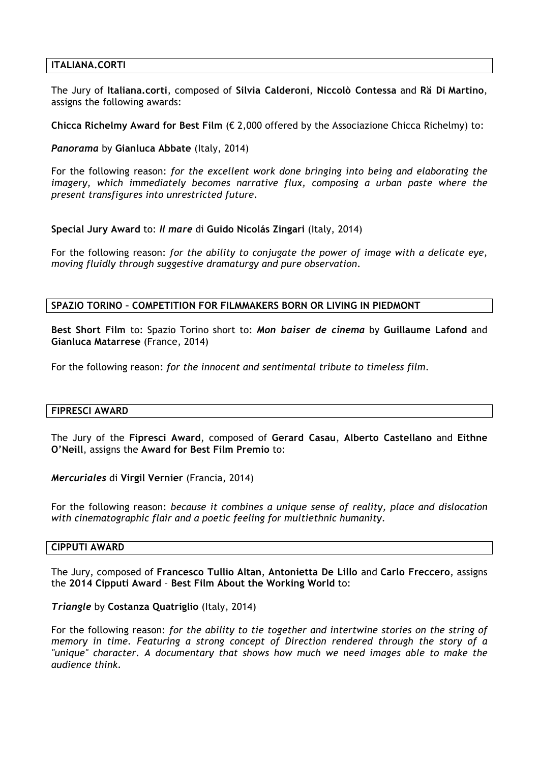## ITALIANA.CORTI

The Jury of **Italiana.corti**, composed of **Silvia Calderoni**, **Niccolò Contessa** and **Rä Di Martino**, assigns the following awards:

**Chicca Richelmy Award for Best Film** (€ 2,000 offered by the Associazione Chicca Richelmy) to:

***Panorama*** by **Gianluca Abbate** (Italy, 2014)

For the following reason: *for the excellent work done bringing into being and elaborating the imagery, which immediately becomes narrative flux, composing a urban paste where the present transfigures into unrestricted future.*

**Special Jury Award** to: ***Il mare*** di **Guido Nicolás Zingari** (Italy, 2014)

For the following reason: *for the ability to conjugate the power of image with a delicate eye, moving fluidly through suggestive dramaturgy and pure observation.*

## SPAZIO TORINO – COMPETITION FOR FILMMAKERS BORN OR LIVING IN PIEDMONT

**Best Short Film** to: Spazio Torino short to: ***Mon baiser de cinema*** by **Guillaume Lafond** and **Gianluca Matarrese** (France, 2014)

For the following reason: *for the innocent and sentimental tribute to timeless film.*

## FIPRESCI AWARD

The Jury of the **Fipresci Award**, composed of **Gerard Casau**, **Alberto Castellano** and **Eithne O'Neill**, assigns the **Award for Best Film Premio** to:

***Mercuriales*** di **Virgil Vernier** (Francia, 2014)

For the following reason: *because it combines a unique sense of reality, place and dislocation with cinematographic flair and a poetic feeling for multiethnic humanity.*

## CIPPUTI AWARD

The Jury, composed of **Francesco Tullio Altan**, **Antonietta De Lillo** and **Carlo Freccero**, assigns the **2014 Cipputi Award** – **Best Film About the Working World** to:

***Triangle*** by **Costanza Quatriglio** (Italy, 2014)

For the following reason: *for the ability to tie together and intertwine stories on the string of memory in time. Featuring a strong concept of Direction rendered through the story of a "unique" character. A documentary that shows how much we need images able to make the audience think.*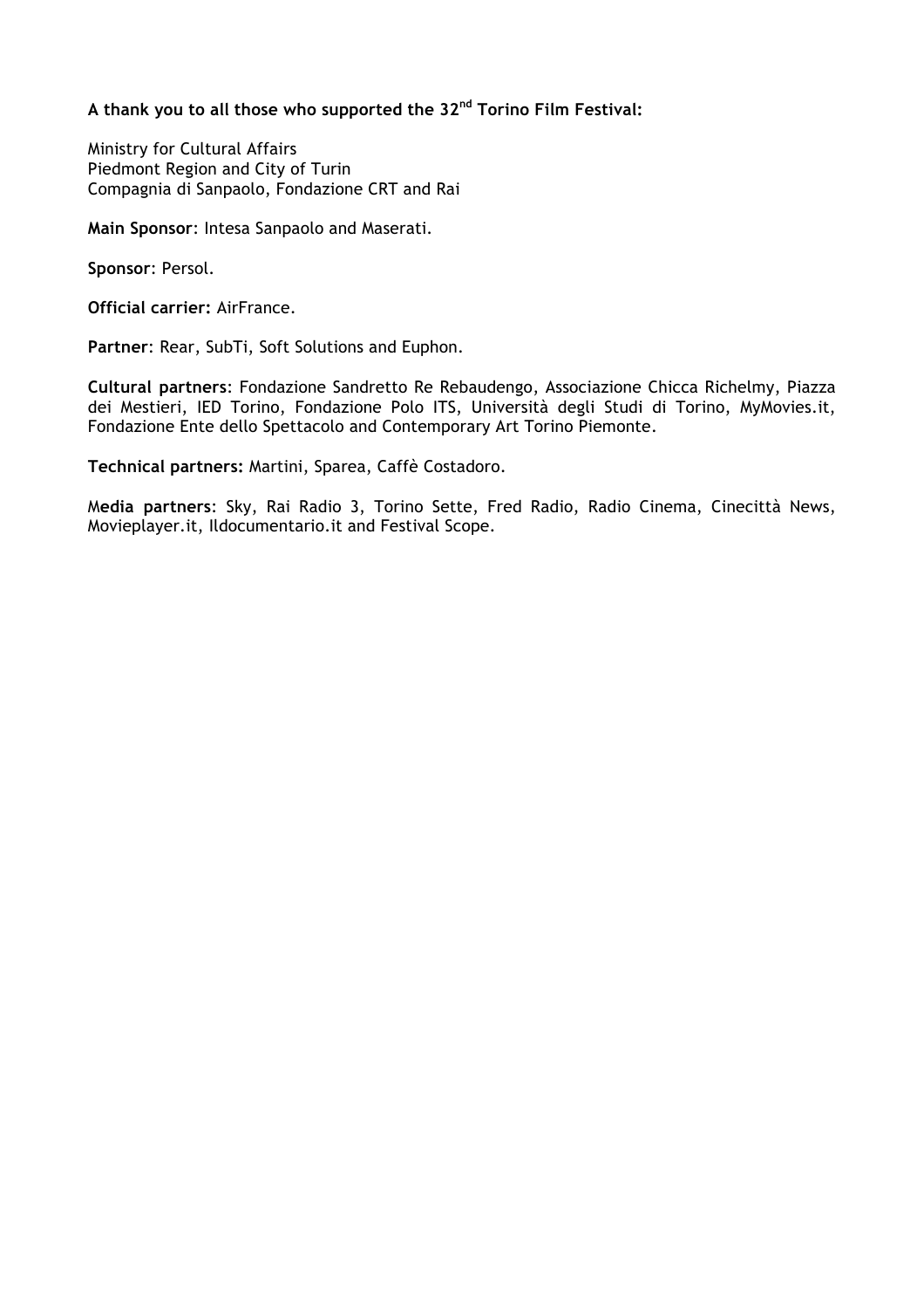**A thank you to all those who supported the 32nd Torino Film Festival:**

Ministry for Cultural Affairs
Piedmont Region and City of Turin
Compagnia di Sanpaolo, Fondazione CRT and Rai

**Main Sponsor**: Intesa Sanpaolo and Maserati.

**Sponsor**: Persol.

**Official carrier:** AirFrance.

**Partner**: Rear, SubTi, Soft Solutions and Euphon.

**Cultural partners**: Fondazione Sandretto Re Rebaudengo, Associazione Chicca Richelmy, Piazza dei Mestieri, IED Torino, Fondazione Polo ITS, Università degli Studi di Torino, MyMovies.it, Fondazione Ente dello Spettacolo and Contemporary Art Torino Piemonte.

**Technical partners:** Martini, Sparea, Caffè Costadoro.

M**edia partners**: Sky, Rai Radio 3, Torino Sette, Fred Radio, Radio Cinema, Cinecittà News, Movieplayer.it, Ildocumentario.it and Festival Scope.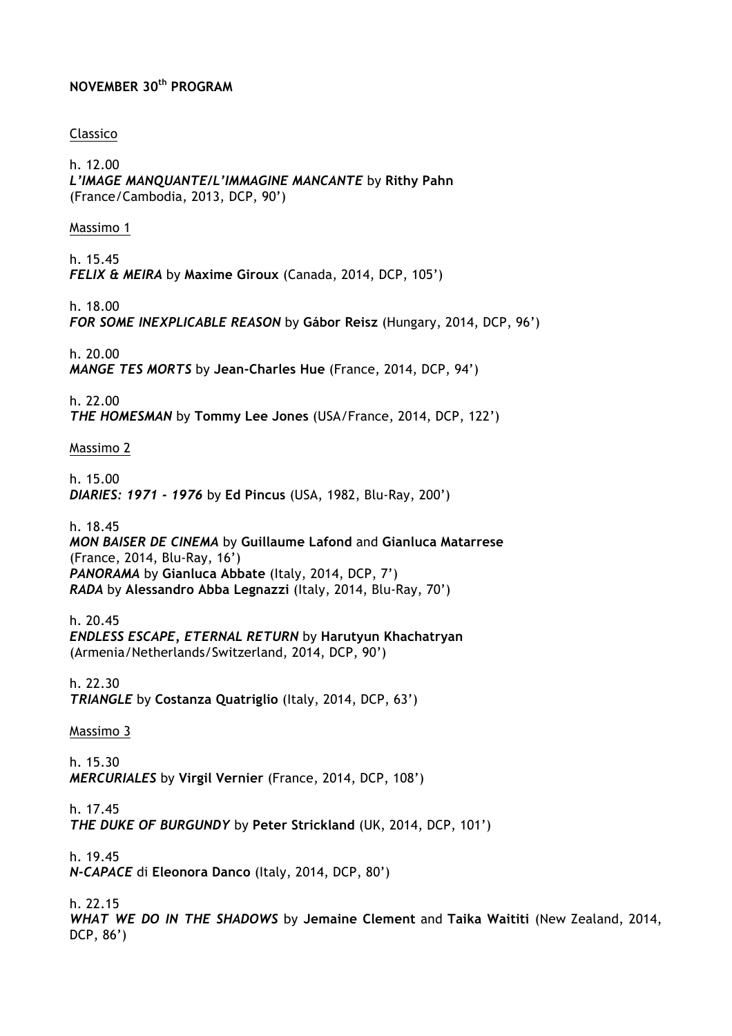**NOVEMBER 30th PROGRAM**

Classico

h. 12.00
***L'IMAGE MANQUANTE/L'IMMAGINE MANCANTE*** by **Rithy Pahn**
(France/Cambodia, 2013, DCP, 90')

Massimo 1

h. 15.45
***FELIX & MEIRA*** by **Maxime Giroux** (Canada, 2014, DCP, 105')

h. 18.00
***FOR SOME INEXPLICABLE REASON*** by **Gábor Reisz** (Hungary, 2014, DCP, 96')

h. 20.00
***MANGE TES MORTS*** by **Jean-Charles Hue** (France, 2014, DCP, 94')

h. 22.00
***THE HOMESMAN*** by **Tommy Lee Jones** (USA/France, 2014, DCP, 122')

Massimo 2

h. 15.00
***DIARIES: 1971 - 1976*** by **Ed Pincus** (USA, 1982, Blu-Ray, 200')

h. 18.45
***MON BAISER DE CINEMA*** by **Guillaume Lafond** and **Gianluca Matarrese**
(France, 2014, Blu-Ray, 16')
***PANORAMA*** by **Gianluca Abbate** (Italy, 2014, DCP, 7')
***RADA*** by **Alessandro Abba Legnazzi** (Italy, 2014, Blu-Ray, 70')

h. 20.45
***ENDLESS ESCAPE, ETERNAL RETURN*** by **Harutyun Khachatryan**
(Armenia/Netherlands/Switzerland, 2014, DCP, 90')

h. 22.30
***TRIANGLE*** by **Costanza Quatriglio** (Italy, 2014, DCP, 63')

Massimo 3

h. 15.30
***MERCURIALES*** by **Virgil Vernier** (France, 2014, DCP, 108')

h. 17.45
***THE DUKE OF BURGUNDY*** by **Peter Strickland** (UK, 2014, DCP, 101')

h. 19.45
***N-CAPACE*** di **Eleonora Danco** (Italy, 2014, DCP, 80')

h. 22.15
***WHAT WE DO IN THE SHADOWS*** by **Jemaine Clement** and **Taika Waititi** (New Zealand, 2014, DCP, 86')